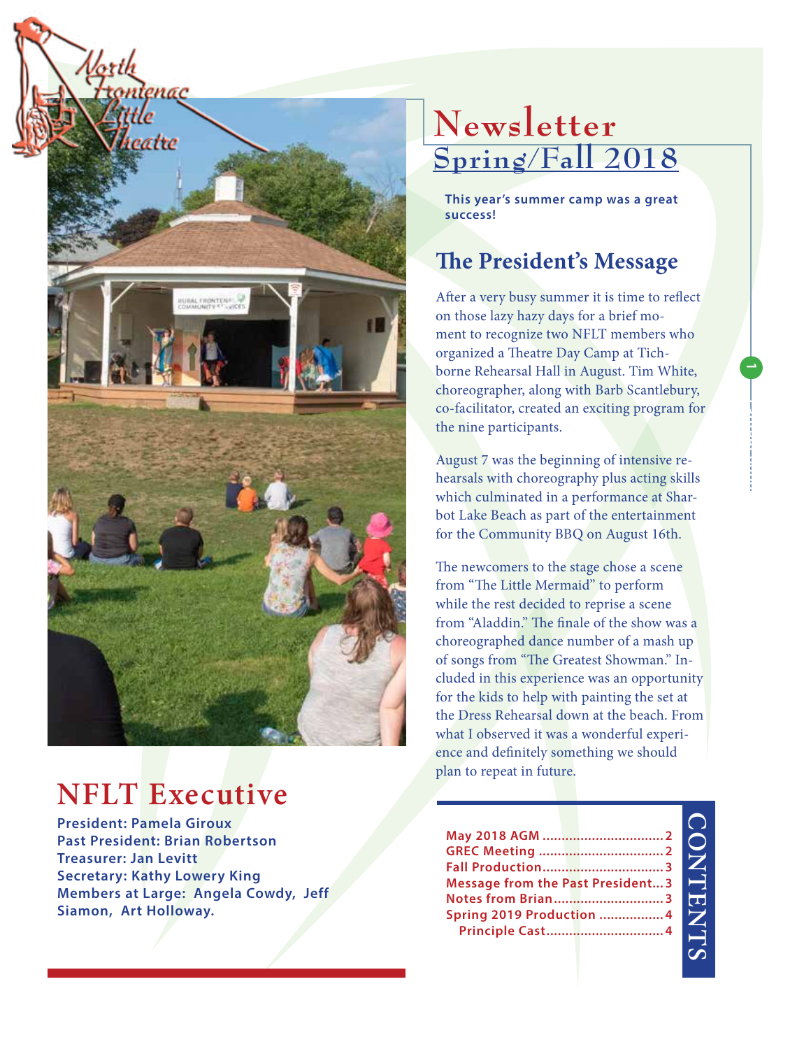North Frontenac Little Theatre

# Newsletter
## Spring/Fall 2018

**This year's summer camp was a great success!**

## The President's Message

After a very busy summer it is time to reflect on those lazy hazy days for a brief moment to recognize two NFLT members who organized a Theatre Day Camp at Tichborne Rehearsal Hall in August. Tim White, choreographer, along with Barb Scantlebury, co-facilitator, created an exciting program for the nine participants.

August 7 was the beginning of intensive rehearsals with choreography plus acting skills which culminated in a performance at Sharbot Lake Beach as part of the entertainment for the Community BBQ on August 16th.

The newcomers to the stage chose a scene from "The Little Mermaid" to perform while the rest decided to reprise a scene from "Aladdin." The finale of the show was a choreographed dance number of a mash up of songs from "The Greatest Showman." Included in this experience was an opportunity for the kids to help with painting the set at the Dress Rehearsal down at the beach. From what I observed it was a wonderful experience and definitely something we should plan to repeat in future.

## NFLT Executive

**President: Pamela Giroux**
**Past President: Brian Robertson**
**Treasurer: Jan Levitt**
**Secretary: Kathy Lowery King**
**Members at Large: Angela Cowdy, Jeff Siamon, Art Holloway.**

## CONTENTS

- May 2018 AGM ............................... 2
- GREC Meeting ................................ 2
- Fall Production ................................ 3
- Message from the Past President... 3
- Notes from Brian ............................. 3
- Spring 2019 Production ................. 4
  - Principle Cast ............................... 4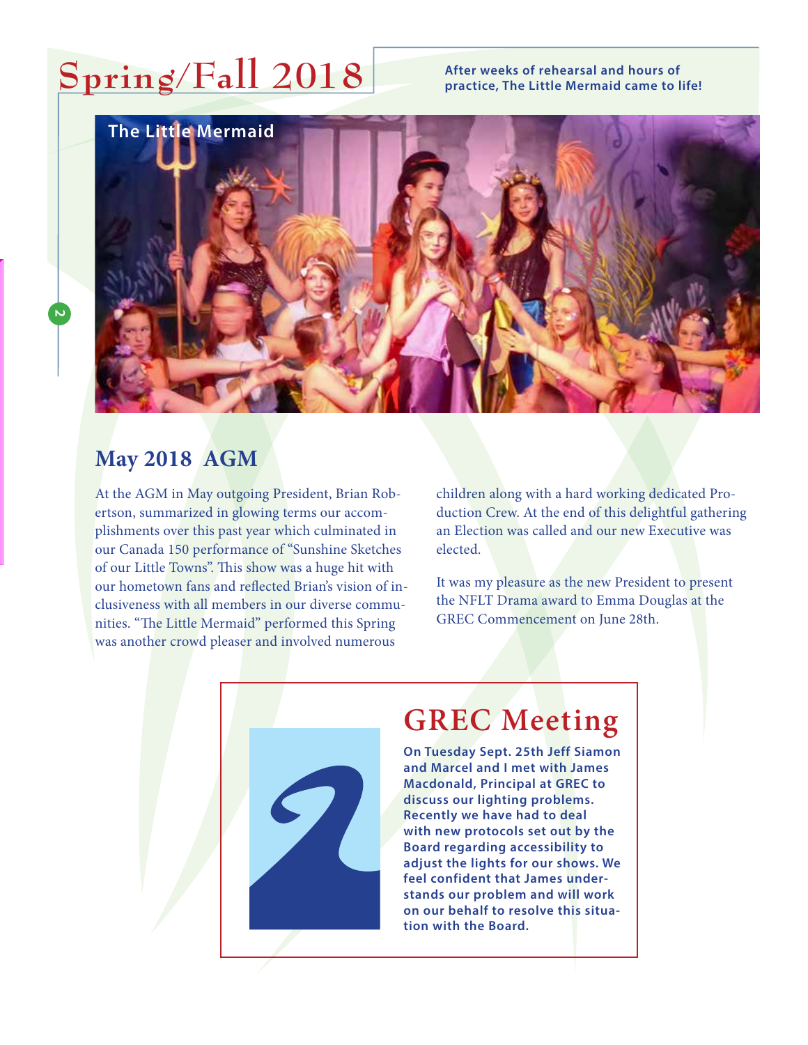# Spring/Fall 2018

**After weeks of rehearsal and hours of practice, The Little Mermaid came to life!**

The Little Mermaid

## May 2018 AGM

At the AGM in May outgoing President, Brian Robertson, summarized in glowing terms our accomplishments over this past year which culminated in our Canada 150 performance of "Sunshine Sketches of our Little Towns". This show was a huge hit with our hometown fans and reflected Brian's vision of inclusiveness with all members in our diverse communities. "The Little Mermaid" performed this Spring was another crowd pleaser and involved numerous children along with a hard working dedicated Production Crew. At the end of this delightful gathering an Election was called and our new Executive was elected.

It was my pleasure as the new President to present the NFLT Drama award to Emma Douglas at the GREC Commencement on June 28th.

## GREC Meeting

**On Tuesday Sept. 25th Jeff Siamon and Marcel and I met with James Macdonald, Principal at GREC to discuss our lighting problems. Recently we have had to deal with new protocols set out by the Board regarding accessibility to adjust the lights for our shows. We feel confident that James understands our problem and will work on our behalf to resolve this situation with the Board.**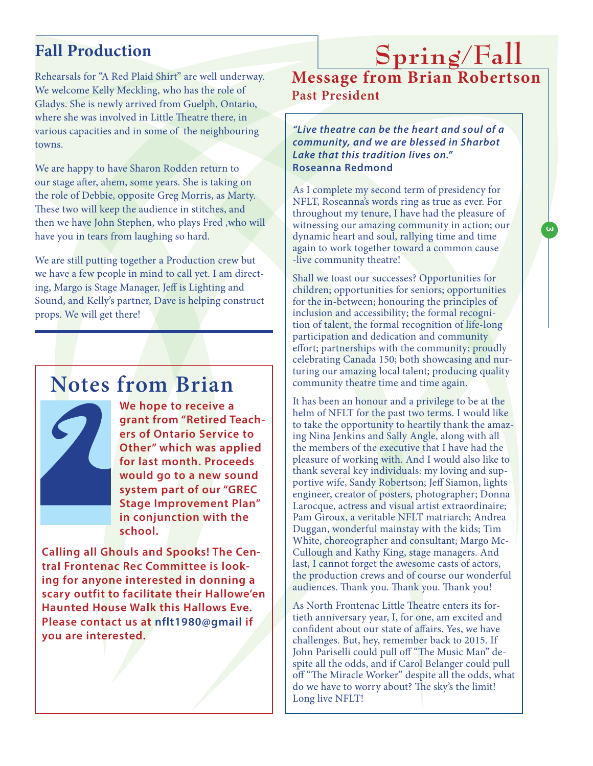## Fall Production

Rehearsals for "A Red Plaid Shirt" are well underway. We welcome Kelly Meckling, who has the role of Gladys. She is newly arrived from Guelph, Ontario, where she was involved in Little Theatre there, in various capacities and in some of the neighbouring towns.

We are happy to have Sharon Rodden return to our stage after, ahem, some years. She is taking on the role of Debbie, opposite Greg Morris, as Marty. These two will keep the audience in stitches, and then we have John Stephen, who plays Fred ,who will have you in tears from laughing so hard.

We are still putting together a Production crew but we have a few people in mind to call yet. I am directing, Margo is Stage Manager, Jeff is Lighting and Sound, and Kelly's partner, Dave is helping construct props. We will get there!

## Notes from Brian

**We hope to receive a grant from "Retired Teachers of Ontario Service to Other" which was applied for last month. Proceeds would go to a new sound system part of our "GREC Stage Improvement Plan" in conjunction with the school.**

**Calling all Ghouls and Spooks! The Central Frontenac Rec Committee is looking for anyone interested in donning a scary outfit to facilitate their Hallowe'en Haunted House Walk this Hallows Eve. Please contact us at nflt1980@gmail if you are interested.**

# Spring/Fall

## Message from Brian Robertson

### Past President

***"Live theatre can be the heart and soul of a community, and we are blessed in Sharbot Lake that this tradition lives on."***
**Roseanna Redmond**

As I complete my second term of presidency for NFLT, Roseanna's words ring as true as ever. For throughout my tenure, I have had the pleasure of witnessing our amazing community in action; our dynamic heart and soul, rallying time and time again to work together toward a common cause -live community theatre!

Shall we toast our successes? Opportunities for children; opportunities for seniors; opportunities for the in-between; honouring the principles of inclusion and accessibility; the formal recognition of talent, the formal recognition of life-long participation and dedication and community effort; partnerships with the community; proudly celebrating Canada 150; both showcasing and nurturing our amazing local talent; producing quality community theatre time and time again.

It has been an honour and a privilege to be at the helm of NFLT for the past two terms. I would like to take the opportunity to heartily thank the amazing Nina Jenkins and Sally Angle, along with all the members of the executive that I have had the pleasure of working with. And I would also like to thank several key individuals: my loving and supportive wife, Sandy Robertson; Jeff Siamon, lights engineer, creator of posters, photographer; Donna Larocque, actress and visual artist extraordinaire; Pam Giroux, a veritable NFLT matriarch; Andrea Duggan, wonderful mainstay with the kids; Tim White, choreographer and consultant; Margo McCullough and Kathy King, stage managers. And last, I cannot forget the awesome casts of actors, the production crews and of course our wonderful audiences. Thank you. Thank you. Thank you!

As North Frontenac Little Theatre enters its fortieth anniversary year, I, for one, am excited and confident about our state of affairs. Yes, we have challenges. But, hey, remember back to 2015. If John Pariselli could pull off "The Music Man" despite all the odds, and if Carol Belanger could pull off "The Miracle Worker" despite all the odds, what do we have to worry about? The sky's the limit! Long live NFLT!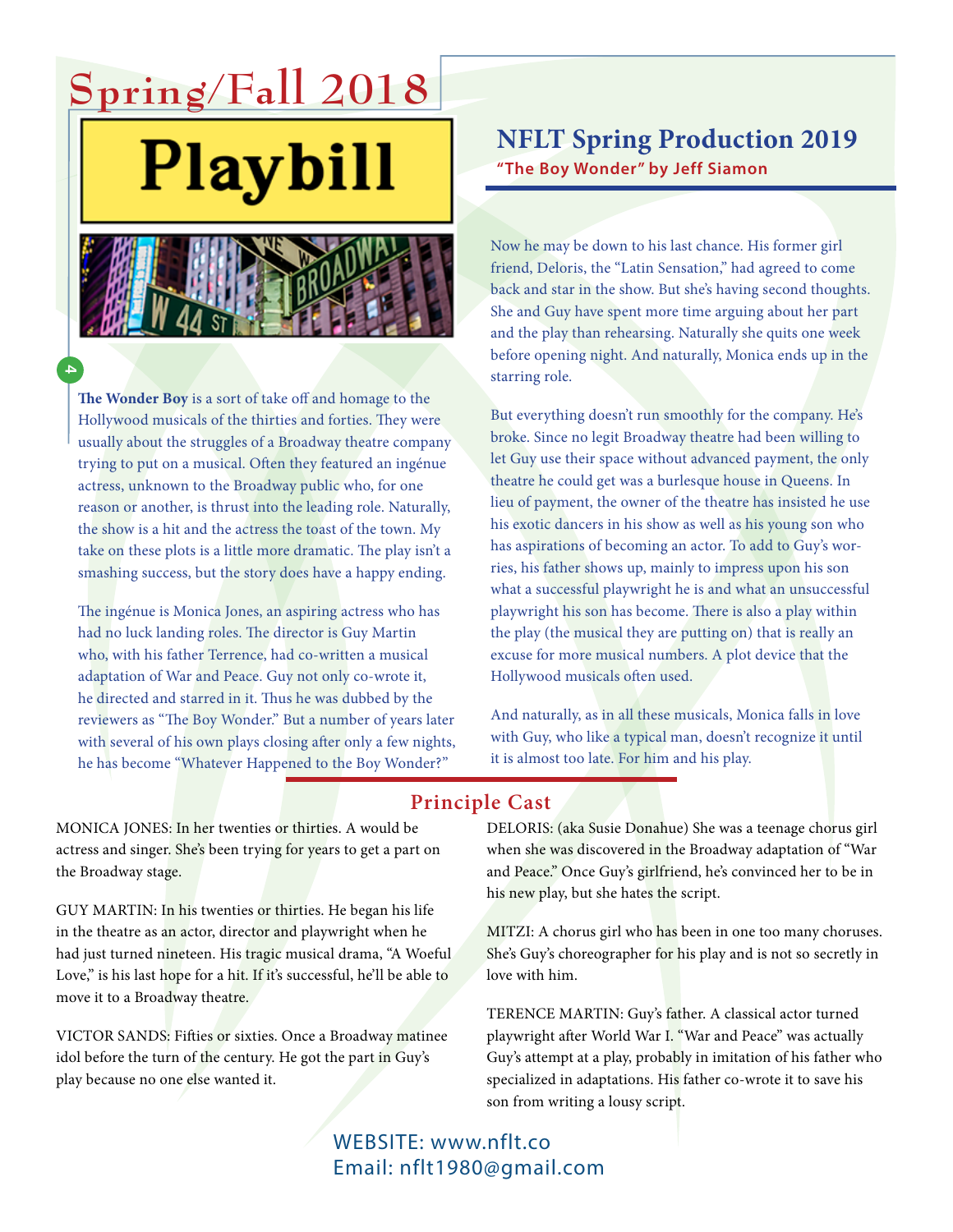# Spring/Fall 2018

# Playbill

## NFLT Spring Production 2019

**"The Boy Wonder" by Jeff Siamon**

**The Wonder Boy** is a sort of take off and homage to the Hollywood musicals of the thirties and forties. They were usually about the struggles of a Broadway theatre company trying to put on a musical. Often they featured an ingénue actress, unknown to the Broadway public who, for one reason or another, is thrust into the leading role. Naturally, the show is a hit and the actress the toast of the town. My take on these plots is a little more dramatic. The play isn't a smashing success, but the story does have a happy ending.

The ingénue is Monica Jones, an aspiring actress who has had no luck landing roles. The director is Guy Martin who, with his father Terrence, had co-written a musical adaptation of War and Peace. Guy not only co-wrote it, he directed and starred in it. Thus he was dubbed by the reviewers as "The Boy Wonder." But a number of years later with several of his own plays closing after only a few nights, he has become "Whatever Happened to the Boy Wonder?"

Now he may be down to his last chance. His former girl friend, Deloris, the "Latin Sensation," had agreed to come back and star in the show. But she's having second thoughts. She and Guy have spent more time arguing about her part and the play than rehearsing. Naturally she quits one week before opening night. And naturally, Monica ends up in the starring role.

But everything doesn't run smoothly for the company. He's broke. Since no legit Broadway theatre had been willing to let Guy use their space without advanced payment, the only theatre he could get was a burlesque house in Queens. In lieu of payment, the owner of the theatre has insisted he use his exotic dancers in his show as well as his young son who has aspirations of becoming an actor. To add to Guy's worries, his father shows up, mainly to impress upon his son what a successful playwright he is and what an unsuccessful playwright his son has become. There is also a play within the play (the musical they are putting on) that is really an excuse for more musical numbers. A plot device that the Hollywood musicals often used.

And naturally, as in all these musicals, Monica falls in love with Guy, who like a typical man, doesn't recognize it until it is almost too late. For him and his play.

## Principle Cast

MONICA JONES: In her twenties or thirties. A would be actress and singer. She's been trying for years to get a part on the Broadway stage.

GUY MARTIN: In his twenties or thirties. He began his life in the theatre as an actor, director and playwright when he had just turned nineteen. His tragic musical drama, "A Woeful Love," is his last hope for a hit. If it's successful, he'll be able to move it to a Broadway theatre.

VICTOR SANDS: Fifties or sixties. Once a Broadway matinee idol before the turn of the century. He got the part in Guy's play because no one else wanted it.

DELORIS: (aka Susie Donahue) She was a teenage chorus girl when she was discovered in the Broadway adaptation of "War and Peace." Once Guy's girlfriend, he's convinced her to be in his new play, but she hates the script.

MITZI: A chorus girl who has been in one too many choruses. She's Guy's choreographer for his play and is not so secretly in love with him.

TERENCE MARTIN: Guy's father. A classical actor turned playwright after World War I. "War and Peace" was actually Guy's attempt at a play, probably in imitation of his father who specialized in adaptations. His father co-wrote it to save his son from writing a lousy script.

WEBSITE: www.nflt.co
Email: nflt1980@gmail.com